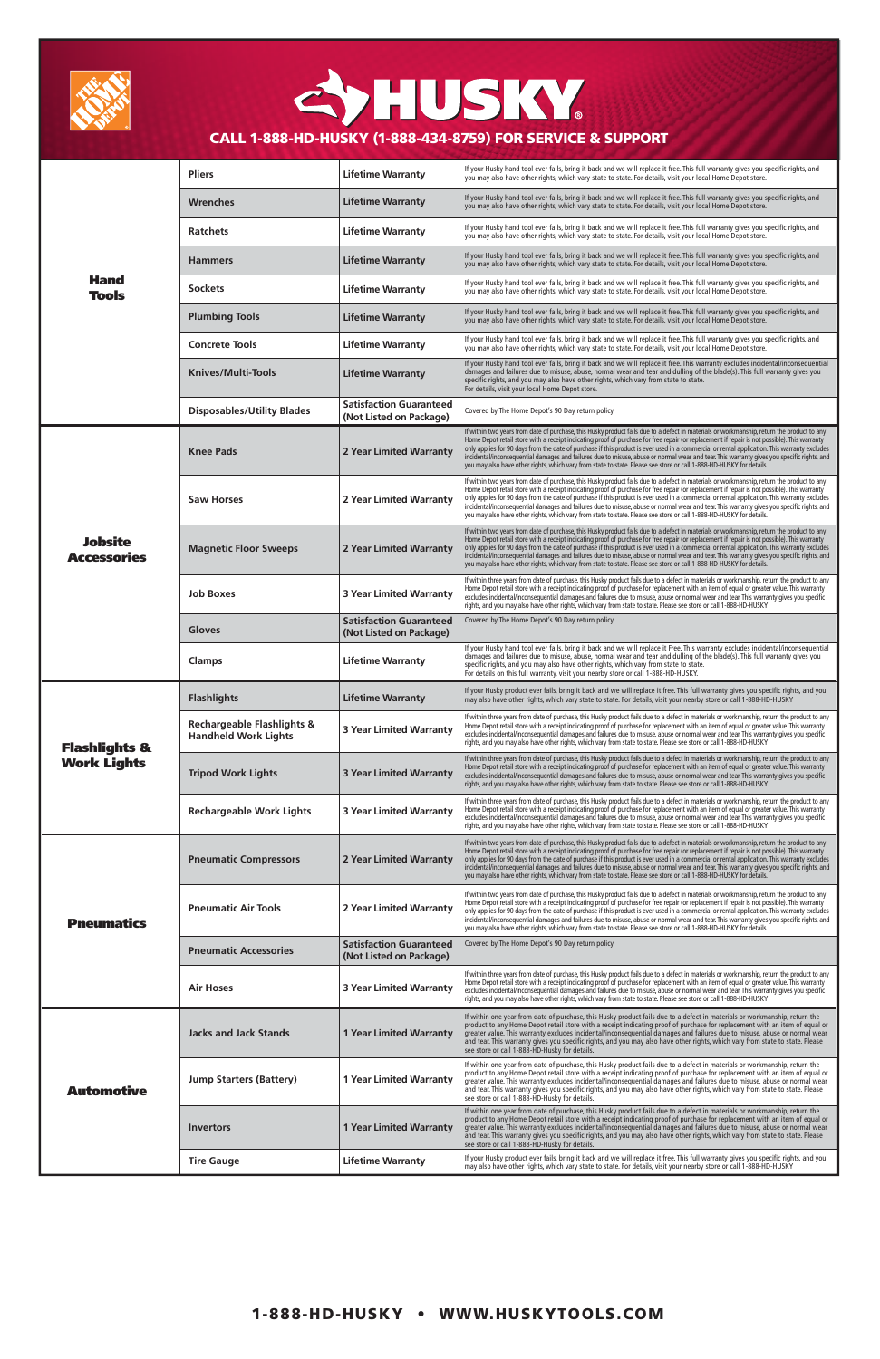# HUSKY

## CALL 1-888-HD-HUSKY (1-888-434-8759) FOR SERVICE & SUPPORT

| Category | Product | Warranty | Details |
|---|---|---|---|
| **Hand Tools** | Pliers | Lifetime Warranty | If your Husky hand tool ever fails, bring it back and we will replace it free. This full warranty gives you specific rights, and you may also have other rights, which vary state to state. For details, visit your local Home Depot store. |
| | Wrenches | Lifetime Warranty | If your Husky hand tool ever fails, bring it back and we will replace it free. This full warranty gives you specific rights, and you may also have other rights, which vary state to state. For details, visit your local Home Depot store. |
| | Ratchets | Lifetime Warranty | If your Husky hand tool ever fails, bring it back and we will replace it free. This full warranty gives you specific rights, and you may also have other rights, which vary state to state. For details, visit your local Home Depot store. |
| | Hammers | Lifetime Warranty | If your Husky hand tool ever fails, bring it back and we will replace it free. This full warranty gives you specific rights, and you may also have other rights, which vary state to state. For details, visit your local Home Depot store. |
| | Sockets | Lifetime Warranty | If your Husky hand tool ever fails, bring it back and we will replace it free. This full warranty gives you specific rights, and you may also have other rights, which vary state to state. For details, visit your local Home Depot store. |
| | Plumbing Tools | Lifetime Warranty | If your Husky hand tool ever fails, bring it back and we will replace it free. This full warranty gives you specific rights, and you may also have other rights, which vary state to state. For details, visit your local Home Depot store. |
| | Concrete Tools | Lifetime Warranty | If your Husky hand tool ever fails, bring it back and we will replace it free. This full warranty gives you specific rights, and you may also have other rights, which vary state to state. For details, visit your local Home Depot store. |
| | Knives/Multi-Tools | Lifetime Warranty | If your Husky hand tool ever fails, bring it back and we will replace it free. This warranty excludes incidental/inconsequential damages and failures due to misuse, abuse, normal wear and tear and dulling of the blade(s). This full warranty gives you specific rights, and you may also have other rights, which vary from state to state. For details, visit your local Home Depot store. |
| | Disposables/Utility Blades | Satisfaction Guaranteed (Not Listed on Package) | Covered by The Home Depot's 90 Day return policy. |
| **Jobsite Accessories** | Knee Pads | 2 Year Limited Warranty | If within two years from date of purchase, this Husky product fails due to a defect in materials or workmanship, return the product to any Home Depot retail store with a receipt indicating proof of purchase for free repair (or replacement if repair is not possible). This warranty only applies for 90 days from the date of purchase if this product is ever used in a commercial or rental application. This warranty excludes incidental/inconsequential damages and failures due to misuse, abuse or normal wear and tear. This warranty gives you specific rights, and you may also have other rights, which vary from state to state. Please see store or call 1-888-HD-HUSKY for details. |
| | Saw Horses | 2 Year Limited Warranty | If within two years from date of purchase, this Husky product fails due to a defect in materials or workmanship, return the product to any Home Depot retail store with a receipt indicating proof of purchase for free repair (or replacement if repair is not possible). This warranty only applies for 90 days from the date of purchase if this product is ever used in a commercial or rental application. This warranty excludes incidental/inconsequential damages and failures due to misuse, abuse or normal wear and tear. This warranty gives you specific rights, and you may also have other rights, which vary from state to state. Please see store or call 1-888-HD-HUSKY for details. |
| | Magnetic Floor Sweeps | 2 Year Limited Warranty | If within two years from date of purchase, this Husky product fails due to a defect in materials or workmanship, return the product to any Home Depot retail store with a receipt indicating proof of purchase for free repair (or replacement if repair is not possible). This warranty only applies for 90 days from the date of purchase if this product is ever used in a commercial or rental application. This warranty excludes incidental/inconsequential damages and failures due to misuse, abuse or normal wear and tear. This warranty gives you specific rights, and you may also have other rights, which vary from state to state. Please see store or call 1-888-HD-HUSKY for details. |
| | Job Boxes | 3 Year Limited Warranty | If within three years from date of purchase, this Husky product fails due to a defect in materials or workmanship, return the product to any Home Depot retail store with a receipt indicating proof of purchase for replacement with an item of equal or greater value. This warranty excludes incidental/inconsequential damages and failures due to misuse, abuse or normal wear and tear. This warranty gives you specific rights, and you may also have other rights, which vary from state to state. Please see store or call 1-888-HD-HUSKY |
| | Gloves | Satisfaction Guaranteed (Not Listed on Package) | Covered by The Home Depot's 90 Day return policy. |
| | Clamps | Lifetime Warranty | If your Husky hand tool ever fails, bring it back and we will replace it Free. This warranty excludes incidental/inconsequential damages and failures due to misuse, abuse, normal wear and tear and dulling of the blade(s). This full warranty gives you specific rights, and you may also have other rights, which vary from state to state. For details on this full warranty, visit your nearby store or call 1-888-HD-HUSKY. |
| **Flashlights & Work Lights** | Flashlights | Lifetime Warranty | If your Husky product ever fails, bring it back and we will replace it free. This full warranty gives you specific rights, and you may also have other rights, which vary state to state. For details, visit your nearby store or call 1-888-HD-HUSKY |
| | Rechargeable Flashlights & Handheld Work Lights | 3 Year Limited Warranty | If within three years from date of purchase, this Husky product fails due to a defect in materials or workmanship, return the product to any Home Depot retail store with a receipt indicating proof of purchase for replacement with an item of equal or greater value. This warranty excludes incidental/inconsequential damages and failures due to misuse, abuse or normal wear and tear. This warranty gives you specific rights, and you may also have other rights, which vary from state to state. Please see store or call 1-888-HD-HUSKY |
| | Tripod Work Lights | 3 Year Limited Warranty | If within three years from date of purchase, this Husky product fails due to a defect in materials or workmanship, return the product to any Home Depot retail store with a receipt indicating proof of purchase for replacement with an item of equal or greater value. This warranty excludes incidental/inconsequential damages and failures due to misuse, abuse or normal wear and tear. This warranty gives you specific rights, and you may also have other rights, which vary from state to state. Please see store or call 1-888-HD-HUSKY |
| | Rechargeable Work Lights | 3 Year Limited Warranty | If within three years from date of purchase, this Husky product fails due to a defect in materials or workmanship, return the product to any Home Depot retail store with a receipt indicating proof of purchase for replacement with an item of equal or greater value. This warranty excludes incidental/inconsequential damages and failures due to misuse, abuse or normal wear and tear. This warranty gives you specific rights, and you may also have other rights, which vary from state to state. Please see store or call 1-888-HD-HUSKY |
| **Pneumatics** | Pneumatic Compressors | 2 Year Limited Warranty | If within two years from date of purchase, this Husky product fails due to a defect in materials or workmanship, return the product to any Home Depot retail store with a receipt indicating proof of purchase for free repair (or replacement if repair is not possible). This warranty only applies for 90 days from the date of purchase if this product is ever used in a commercial or rental application. This warranty excludes incidental/inconsequential damages and failures due to misuse, abuse or normal wear and tear. This warranty gives you specific rights, and you may also have other rights, which vary from state to state. Please see store or call 1-888-HD-HUSKY for details. |
| | Pneumatic Air Tools | 2 Year Limited Warranty | If within two years from date of purchase, this Husky product fails due to a defect in materials or workmanship, return the product to any Home Depot retail store with a receipt indicating proof of purchase for free repair (or replacement if repair is not possible). This warranty only applies for 90 days from the date of purchase if this product is ever used in a commercial or rental application. This warranty excludes incidental/inconsequential damages and failures due to misuse, abuse or normal wear and tear. This warranty gives you specific rights, and you may also have other rights, which vary from state to state. Please see store or call 1-888-HD-HUSKY for details. |
| | Pneumatic Accessories | Satisfaction Guaranteed (Not Listed on Package) | Covered by The Home Depot's 90 Day return policy. |
| | Air Hoses | 3 Year Limited Warranty | If within three years from date of purchase, this Husky product fails due to a defect in materials or workmanship, return the product to any Home Depot retail store with a receipt indicating proof of purchase for replacement with an item of equal or greater value. This warranty excludes incidental/inconsequential damages and failures due to misuse, abuse or normal wear and tear. This warranty gives you specific rights, and you may also have other rights, which vary from state to state. Please see store or call 1-888-HD-HUSKY |
| **Automotive** | Jacks and Jack Stands | 1 Year Limited Warranty | If within one year from date of purchase, this Husky product fails due to a defect in materials or workmanship, return the product to any Home Depot retail store with a receipt indicating proof of purchase for replacement with an item of equal or greater value. This warranty excludes incidental/inconsequential damages and failures due to misuse, abuse or normal wear and tear. This warranty gives you specific rights, and you may also have other rights, which vary from state to state. Please see store or call 1-888-HD-Husky for details. |
| | Jump Starters (Battery) | 1 Year Limited Warranty | If within one year of date of purchase, this Husky product fails due to a defect in materials or workmanship, return the product to any Home Depot retail store with a receipt indicating proof of purchase for replacement with an item of equal or greater value. This warranty excludes incidental/inconsequential damages and failures due to misuse, abuse or normal wear and tear. This warranty gives you specific rights, and you may also have other rights, which vary from state to state. Please see store or call 1-888-HD-Husky for details. |
| | Invertors | 1 Year Limited Warranty | If within one year of date of purchase, this Husky product fails due to a defect in materials or workmanship, return the product to any Home Depot retail store with a receipt indicating proof of purchase for replacement with an item of equal or greater value. This warranty excludes incidental/inconsequential damages and failures due to misuse, abuse or normal wear and tear. This warranty gives you specific rights, and you may also have other rights, which vary from state to state. Please see store or call 1-888-HD-Husky for details. |
| | Tire Gauge | Lifetime Warranty | If your Husky product ever fails, bring it back and we will replace it free. This full warranty gives you specific rights, and you may also have other rights, which vary state to state. For details, visit your nearby store or call 1-888-HD-HUSKY |

**1-888-HD-HUSKY • WWW.HUSKYTOOLS.COM**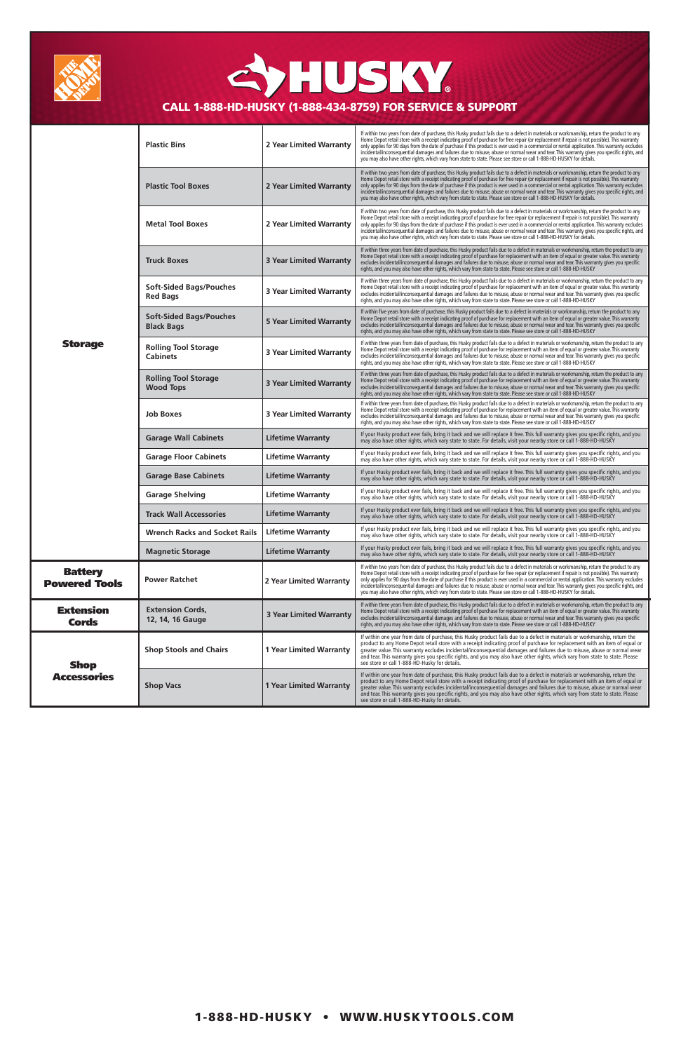# HUSKY

**CALL 1-888-HD-HUSKY (1-888-434-8759) FOR SERVICE & SUPPORT**

| | | | |
|---|---|---|---|
| **Storage** | **Plastic Bins** | **2 Year Limited Warranty** | If within two years from date of purchase, this Husky product fails due to a defect in materials or workmanship, return the product to any Home Depot retail store with a receipt indicating proof of purchase for free repair (or replacement if repair is not possible). This warranty only applies for 90 days from the date of purchase if this product is ever used in a commercial or rental application. This warranty excludes incidental/inconsequential damages and failures due to misuse, abuse or normal wear and tear. This warranty gives you specific rights, and you may also have other rights, which vary from state to state. Please see store or call 1-888-HD-HUSKY for details. |
| | **Plastic Tool Boxes** | **2 Year Limited Warranty** | If within two years from date of purchase, this Husky product fails due to a defect in materials or workmanship, return the product to any Home Depot retail store with a receipt indicating proof of purchase for free repair (or replacement if repair is not possible). This warranty only applies for 90 days from the date of purchase if this product is ever used in a commercial or rental application. This warranty excludes incidental/inconsequential damages and failures due to misuse, abuse or normal wear and tear. This warranty gives you specific rights, and you may also have other rights, which vary from state to state. Please see store or call 1-888-HD-HUSKY for details. |
| | **Metal Tool Boxes** | **2 Year Limited Warranty** | If within two years from date of purchase, this Husky product fails due to a defect in materials or workmanship, return the product to any Home Depot retail store with a receipt indicating proof of purchase for free repair (or replacement if repair is not possible). This warranty only applies for 90 days from the date of purchase if this product is ever used in a commercial or rental application. This warranty excludes incidental/inconsequential damages and failures due to misuse, abuse or normal wear and tear. This warranty gives you specific rights, and you may also have other rights, which vary from state to state. Please see store or call 1-888-HD-HUSKY for details. |
| | **Truck Boxes** | **3 Year Limited Warranty** | If within three years from date of purchase, this Husky product fails due to a defect in materials or workmanship, return the product to any Home Depot retail store with a receipt indicating proof of purchase for replacement with an item of equal or greater value. This warranty excludes incidental/inconsequential damages and failures due to misuse, abuse or normal wear and tear. This warranty gives you specific rights, and you may also have other rights, which vary from state to state. Please see store or call 1-888-HD-HUSKY |
| | **Soft-Sided Bags/Pouches Red Bags** | **3 Year Limited Warranty** | If within three years from date of purchase, this Husky product fails due to a defect in materials or workmanship, return the product to any Home Depot retail store with a receipt indicating proof of purchase for replacement with an item of equal or greater value. This warranty excludes incidental/inconsequential damages and failures due to misuse, abuse or normal wear and tear. This warranty gives you specific rights, and you may also have other rights, which vary from state to state. Please see store or call 1-888-HD-HUSKY |
| | **Soft-Sided Bags/Pouches Black Bags** | **5 Year Limited Warranty** | If within five years from date of purchase, this Husky product fails due to a defect in materials or workmanship, return the product to any Home Depot retail store with a receipt indicating proof of purchase for replacement with an item of equal or greater value. This warranty excludes incidental/inconsequential damages and failures due to misuse, abuse or normal wear and tear. This warranty gives you specific rights, and you may also have other rights, which vary from state to state. Please see store or call 1-888-HD-HUSKY |
| | **Rolling Tool Storage Cabinets** | **3 Year Limited Warranty** | If within three years from date of purchase, this Husky product fails due to a defect in materials or workmanship, return the product to any Home Depot retail store with a receipt indicating proof of purchase for replacement with an item of equal or greater value. This warranty excludes incidental/inconsequential damages and failures due to misuse, abuse or normal wear and tear. This warranty gives you specific rights, and you may also have other rights, which vary from state to state. Please see store or call 1-888-HD-HUSKY |
| | **Rolling Tool Storage Wood Tops** | **3 Year Limited Warranty** | If within three years from date of purchase, this Husky product fails due to a defect in materials or workmanship, return the product to any Home Depot retail store with a receipt indicating proof of purchase for replacement with an item of equal or greater value. This warranty excludes incidental/inconsequential damages and failures due to misuse, abuse or normal wear and tear. This warranty gives you specific rights, and you may also have other rights, which vary from state to state. Please see store or call 1-888-HD-HUSKY |
| | **Job Boxes** | **3 Year Limited Warranty** | If within three years from date of purchase, this Husky product fails due to a defect in materials or workmanship, return the product to any Home Depot retail store with a receipt indicating proof of purchase for replacement with an item of equal or greater value. This warranty excludes incidental/inconsequential damages and failures due to misuse, abuse or normal wear and tear. This warranty gives you specific rights, and you may also have other rights, which vary from state to state. Please see store or call 1-888-HD-HUSKY |
| | **Garage Wall Cabinets** | **Lifetime Warranty** | If your Husky product ever fails, bring it back and we will replace it free. This full warranty gives you specific rights, and you may also have other rights, which vary state to state. For details, visit your nearby store or call 1-888-HD-HUSKY |
| | **Garage Floor Cabinets** | **Lifetime Warranty** | If your Husky product ever fails, bring it back and we will replace it free. This full warranty gives you specific rights, and you may also have other rights, which vary state to state. For details, visit your nearby store or call 1-888-HD-HUSKY |
| | **Garage Base Cabinets** | **Lifetime Warranty** | If your Husky product ever fails, bring it back and we will replace it free. This full warranty gives you specific rights, and you may also have other rights, which vary state to state. For details, visit your nearby store or call 1-888-HD-HUSKY |
| | **Garage Shelving** | **Lifetime Warranty** | If your Husky product ever fails, bring it back and we will replace it free. This full warranty gives you specific rights, and you may also have other rights, which vary state to state. For details, visit your nearby store or call 1-888-HD-HUSKY |
| | **Track Wall Accessories** | **Lifetime Warranty** | If your Husky product ever fails, bring it back and we will replace it free. This full warranty gives you specific rights, and you may also have other rights, which vary state to state. For details, visit your nearby store or call 1-888-HD-HUSKY |
| | **Wrench Racks and Socket Rails** | **Lifetime Warranty** | If your Husky product ever fails, bring it back and we will replace it free. This full warranty gives you specific rights, and you may also have other rights, which vary state to state. For details, visit your nearby store or call 1-888-HD-HUSKY |
| | **Magnetic Storage** | **Lifetime Warranty** | If your Husky product ever fails, bring it back and we will replace it free. This full warranty gives you specific rights, and you may also have other rights, which vary state to state. For details, visit your nearby store or call 1-888-HD-HUSKY |
| **Battery Powered Tools** | **Power Ratchet** | **2 Year Limited Warranty** | If within two years from date of purchase, this Husky product fails due to a defect in materials or workmanship, return the product to any Home Depot retail store with a receipt indicating proof of purchase for free repair (or replacement if repair is not possible). This warranty only applies for 90 days from the date of purchase if this product is ever used in a commercial or rental application. This warranty excludes incidental/inconsequential damages and failures due to misuse, abuse or normal wear and tear. This warranty gives you specific rights, and you may also have other rights, which vary from state to state. Please see store or call 1-888-HD-HUSKY for details. |
| **Extension Cords** | **Extension Cords, 12, 14, 16 Gauge** | **3 Year Limited Warranty** | If within three years from date of purchase, this Husky product fails due to a defect in materials or workmanship, return the product to any Home Depot retail store with a receipt indicating proof of purchase for replacement with an item of equal or greater value. This warranty excludes incidental/inconsequential damages and failures due to misuse, abuse or normal wear and tear. This warranty gives you specific rights, and you may also have other rights, which vary from state to state. Please see store or call 1-888-HD-HUSKY |
| **Shop Accessories** | **Shop Stools and Chairs** | **1 Year Limited Warranty** | If within one year from date of purchase, this Husky product fails due to a defect in materials or workmanship, return the product to any Home Depot retail store with a receipt indicating proof of purchase for replacement with an item of equal or greater value. This warranty excludes incidental/inconsequential damages and failures due to misuse, abuse or normal wear and tear. This warranty gives you specific rights, and you may also have other rights, which vary from state to state. Please see store or call 1-888-HD-Husky for details. |
| | **Shop Vacs** | **1 Year Limited Warranty** | If within one year from date of purchase, this Husky product fails due to a defect in materials or workmanship, return the product to any Home Depot retail store with a receipt indicating proof of purchase for replacement with an item of equal or greater value. This warranty excludes incidental/inconsequential damages and failures due to misuse, abuse or normal wear and tear. This warranty gives you specific rights, and you may also have other rights, which vary from state to state. Please see store or call 1-888-HD-Husky for details. |

**1-888-HD-HUSKY • WWW.HUSKYTOOLS.COM**